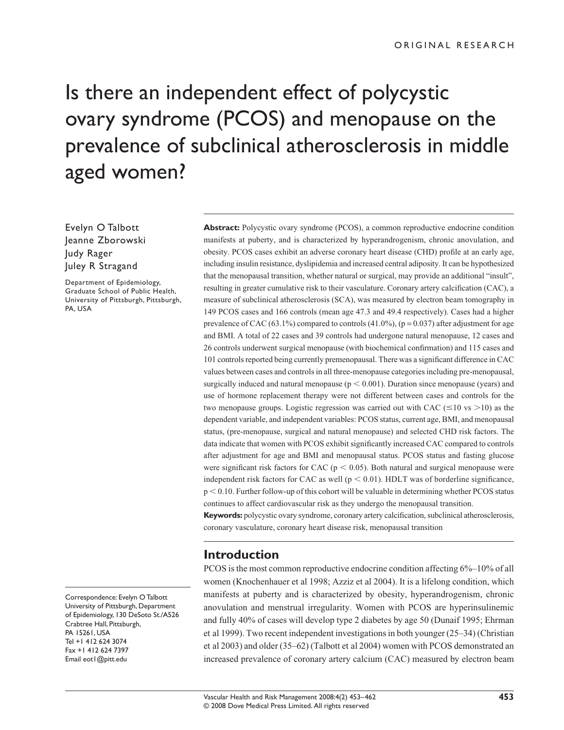ORIGINAL RESEARCH

# Is there an independent effect of polycystic ovary syndrome (PCOS) and menopause on the prevalence of subclinical atherosclerosis in middle aged women?

Evelyn O Talbott
Jeanne Zborowski
Judy Rager
Juley R Stragand

Department of Epidemiology, Graduate School of Public Health, University of Pittsburgh, Pittsburgh, PA, USA

Correspondence: Evelyn O Talbott
University of Pittsburgh, Department of Epidemiology, 130 DeSoto St./A526 Crabtree Hall, Pittsburgh, PA 15261, USA
Tel +1 412 624 3074
Fax +1 412 624 7397
Email eot1@pitt.edu

**Abstract:** Polycystic ovary syndrome (PCOS), a common reproductive endocrine condition manifests at puberty, and is characterized by hyperandrogenism, chronic anovulation, and obesity. PCOS cases exhibit an adverse coronary heart disease (CHD) profile at an early age, including insulin resistance, dyslipidemia and increased central adiposity. It can be hypothesized that the menopausal transition, whether natural or surgical, may provide an additional "insult", resulting in greater cumulative risk to their vasculature. Coronary artery calcification (CAC), a measure of subclinical atherosclerosis (SCA), was measured by electron beam tomography in 149 PCOS cases and 166 controls (mean age 47.3 and 49.4 respectively). Cases had a higher prevalence of CAC (63.1%) compared to controls (41.0%), ($p = 0.037$) after adjustment for age and BMI. A total of 22 cases and 39 controls had undergone natural menopause, 12 cases and 26 controls underwent surgical menopause (with biochemical confirmation) and 115 cases and 101 controls reported being currently premenopausal. There was a significant difference in CAC values between cases and controls in all three-menopause categories including pre-menopausal, surgically induced and natural menopause ($p < 0.001$). Duration since menopause (years) and use of hormone replacement therapy were not different between cases and controls for the two menopause groups. Logistic regression was carried out with CAC ($\leq 10$ vs $> 10$) as the dependent variable, and independent variables: PCOS status, current age, BMI, and menopausal status, (pre-menopause, surgical and natural menopause) and selected CHD risk factors. The data indicate that women with PCOS exhibit significantly increased CAC compared to controls after adjustment for age and BMI and menopausal status. PCOS status and fasting glucose were significant risk factors for CAC ($p < 0.05$). Both natural and surgical menopause were independent risk factors for CAC as well ($p < 0.01$). HDLT was of borderline significance, $p < 0.10$. Further follow-up of this cohort will be valuable in determining whether PCOS status continues to affect cardiovascular risk as they undergo the menopausal transition.

**Keywords:** polycystic ovary syndrome, coronary artery calcification, subclinical atherosclerosis, coronary vasculature, coronary heart disease risk, menopausal transition

## Introduction

PCOS is the most common reproductive endocrine condition affecting 6%–10% of all women (Knochenhauer et al 1998; Azziz et al 2004). It is a lifelong condition, which manifests at puberty and is characterized by obesity, hyperandrogenism, chronic anovulation and menstrual irregularity. Women with PCOS are hyperinsulinemic and fully 40% of cases will develop type 2 diabetes by age 50 (Dunaif 1995; Ehrman et al 1999). Two recent independent investigations in both younger (25–34) (Christian et al 2003) and older (35–62) (Talbott et al 2004) women with PCOS demonstrated an increased prevalence of coronary artery calcium (CAC) measured by electron beam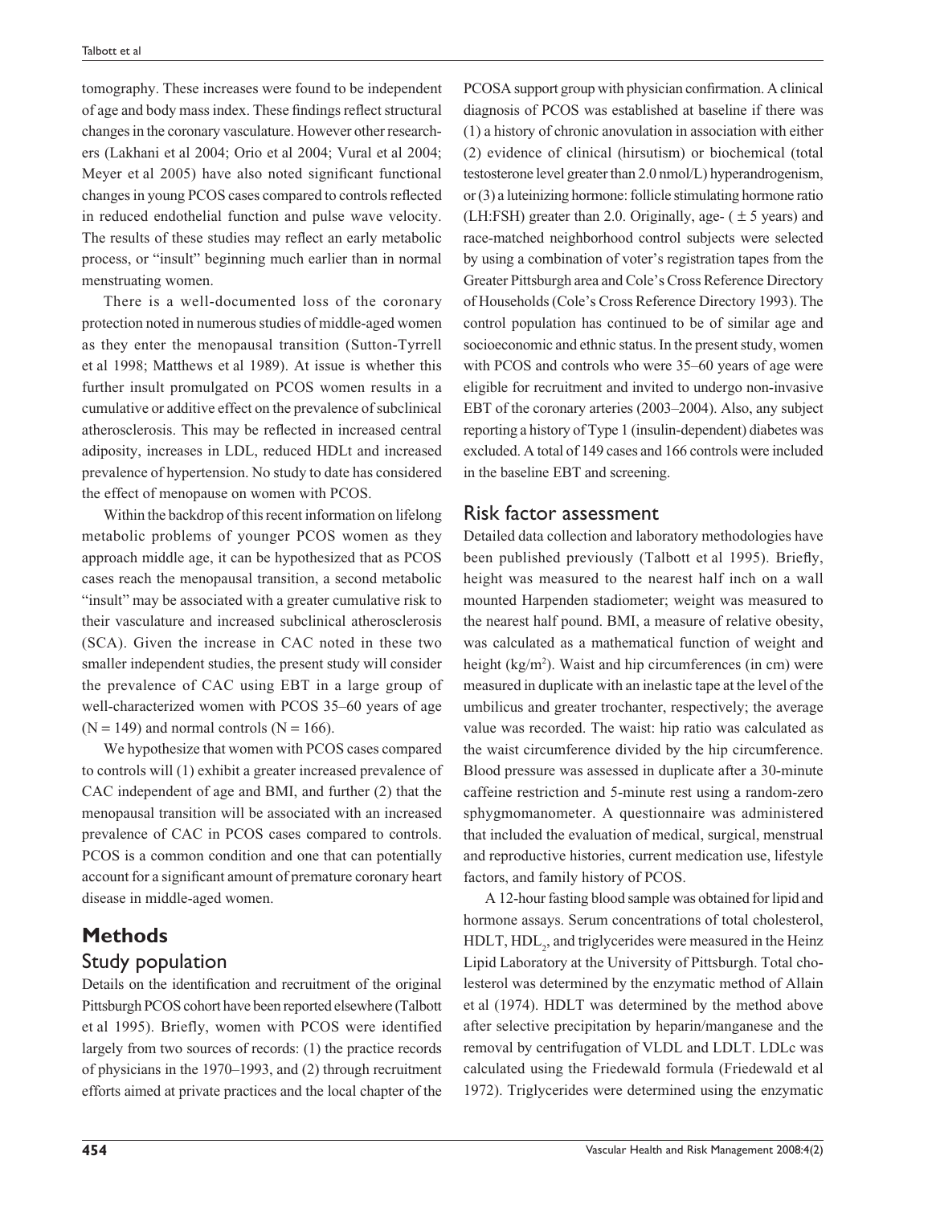tomography. These increases were found to be independent of age and body mass index. These findings reflect structural changes in the coronary vasculature. However other researchers (Lakhani et al 2004; Orio et al 2004; Vural et al 2004; Meyer et al 2005) have also noted significant functional changes in young PCOS cases compared to controls reflected in reduced endothelial function and pulse wave velocity. The results of these studies may reflect an early metabolic process, or "insult" beginning much earlier than in normal menstruating women.

There is a well-documented loss of the coronary protection noted in numerous studies of middle-aged women as they enter the menopausal transition (Sutton-Tyrrell et al 1998; Matthews et al 1989). At issue is whether this further insult promulgated on PCOS women results in a cumulative or additive effect on the prevalence of subclinical atherosclerosis. This may be reflected in increased central adiposity, increases in LDL, reduced HDLt and increased prevalence of hypertension. No study to date has considered the effect of menopause on women with PCOS.

Within the backdrop of this recent information on lifelong metabolic problems of younger PCOS women as they approach middle age, it can be hypothesized that as PCOS cases reach the menopausal transition, a second metabolic "insult" may be associated with a greater cumulative risk to their vasculature and increased subclinical atherosclerosis (SCA). Given the increase in CAC noted in these two smaller independent studies, the present study will consider the prevalence of CAC using EBT in a large group of well-characterized women with PCOS 35–60 years of age (N = 149) and normal controls (N = 166).

We hypothesize that women with PCOS cases compared to controls will (1) exhibit a greater increased prevalence of CAC independent of age and BMI, and further (2) that the menopausal transition will be associated with an increased prevalence of CAC in PCOS cases compared to controls. PCOS is a common condition and one that can potentially account for a significant amount of premature coronary heart disease in middle-aged women.

# Methods

## Study population

Details on the identification and recruitment of the original Pittsburgh PCOS cohort have been reported elsewhere (Talbott et al 1995). Briefly, women with PCOS were identified largely from two sources of records: (1) the practice records of physicians in the 1970–1993, and (2) through recruitment efforts aimed at private practices and the local chapter of the PCOSA support group with physician confirmation. A clinical diagnosis of PCOS was established at baseline if there was (1) a history of chronic anovulation in association with either (2) evidence of clinical (hirsutism) or biochemical (total testosterone level greater than 2.0 nmol/L) hyperandrogenism, or (3) a luteinizing hormone: follicle stimulating hormone ratio (LH:FSH) greater than 2.0. Originally, age- ( ± 5 years) and race-matched neighborhood control subjects were selected by using a combination of voter's registration tapes from the Greater Pittsburgh area and Cole's Cross Reference Directory of Households (Cole's Cross Reference Directory 1993). The control population has continued to be of similar age and socioeconomic and ethnic status. In the present study, women with PCOS and controls who were 35–60 years of age were eligible for recruitment and invited to undergo non-invasive EBT of the coronary arteries (2003–2004). Also, any subject reporting a history of Type 1 (insulin-dependent) diabetes was excluded. A total of 149 cases and 166 controls were included in the baseline EBT and screening.

## Risk factor assessment

Detailed data collection and laboratory methodologies have been published previously (Talbott et al 1995). Briefly, height was measured to the nearest half inch on a wall mounted Harpenden stadiometer; weight was measured to the nearest half pound. BMI, a measure of relative obesity, was calculated as a mathematical function of weight and height ($kg/m^2$). Waist and hip circumferences (in cm) were measured in duplicate with an inelastic tape at the level of the umbilicus and greater trochanter, respectively; the average value was recorded. The waist: hip ratio was calculated as the waist circumference divided by the hip circumference. Blood pressure was assessed in duplicate after a 30-minute caffeine restriction and 5-minute rest using a random-zero sphygmomanometer. A questionnaire was administered that included the evaluation of medical, surgical, menstrual and reproductive histories, current medication use, lifestyle factors, and family history of PCOS.

A 12-hour fasting blood sample was obtained for lipid and hormone assays. Serum concentrations of total cholesterol, HDLT, $HDL_2$, and triglycerides were measured in the Heinz Lipid Laboratory at the University of Pittsburgh. Total cholesterol was determined by the enzymatic method of Allain et al (1974). HDLT was determined by the method above after selective precipitation by heparin/manganese and the removal by centrifugation of VLDL and LDLT. LDLc was calculated using the Friedewald formula (Friedewald et al 1972). Triglycerides were determined using the enzymatic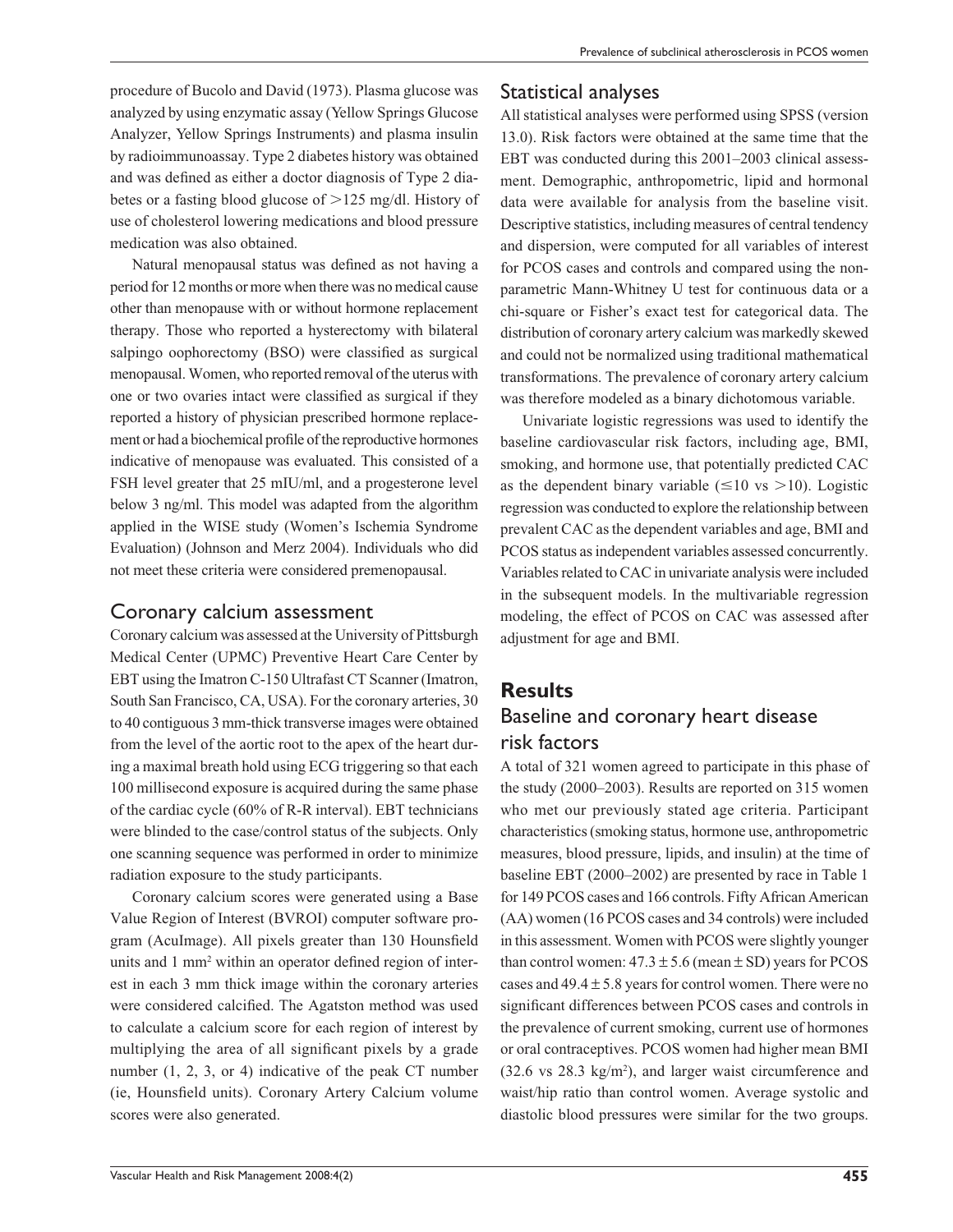procedure of Bucolo and David (1973). Plasma glucose was analyzed by using enzymatic assay (Yellow Springs Glucose Analyzer, Yellow Springs Instruments) and plasma insulin by radioimmunoassay. Type 2 diabetes history was obtained and was defined as either a doctor diagnosis of Type 2 diabetes or a fasting blood glucose of >125 mg/dl. History of use of cholesterol lowering medications and blood pressure medication was also obtained.

Natural menopausal status was defined as not having a period for 12 months or more when there was no medical cause other than menopause with or without hormone replacement therapy. Those who reported a hysterectomy with bilateral salpingo oophorectomy (BSO) were classified as surgical menopausal. Women, who reported removal of the uterus with one or two ovaries intact were classified as surgical if they reported a history of physician prescribed hormone replacement or had a biochemical profile of the reproductive hormones indicative of menopause was evaluated. This consisted of a FSH level greater that 25 mIU/ml, and a progesterone level below 3 ng/ml. This model was adapted from the algorithm applied in the WISE study (Women's Ischemia Syndrome Evaluation) (Johnson and Merz 2004). Individuals who did not meet these criteria were considered premenopausal.

## Coronary calcium assessment

Coronary calcium was assessed at the University of Pittsburgh Medical Center (UPMC) Preventive Heart Care Center by EBT using the Imatron C-150 Ultrafast CT Scanner (Imatron, South San Francisco, CA, USA). For the coronary arteries, 30 to 40 contiguous 3 mm-thick transverse images were obtained from the level of the aortic root to the apex of the heart during a maximal breath hold using ECG triggering so that each 100 millisecond exposure is acquired during the same phase of the cardiac cycle (60% of R-R interval). EBT technicians were blinded to the case/control status of the subjects. Only one scanning sequence was performed in order to minimize radiation exposure to the study participants.

Coronary calcium scores were generated using a Base Value Region of Interest (BVROI) computer software program (AcuImage). All pixels greater than 130 Hounsfield units and 1 mm$^2$ within an operator defined region of interest in each 3 mm thick image within the coronary arteries were considered calcified. The Agatston method was used to calculate a calcium score for each region of interest by multiplying the area of all significant pixels by a grade number (1, 2, 3, or 4) indicative of the peak CT number (ie, Hounsfield units). Coronary Artery Calcium volume scores were also generated.

## Statistical analyses

All statistical analyses were performed using SPSS (version 13.0). Risk factors were obtained at the same time that the EBT was conducted during this 2001–2003 clinical assessment. Demographic, anthropometric, lipid and hormonal data were available for analysis from the baseline visit. Descriptive statistics, including measures of central tendency and dispersion, were computed for all variables of interest for PCOS cases and controls and compared using the nonparametric Mann-Whitney U test for continuous data or a chi-square or Fisher's exact test for categorical data. The distribution of coronary artery calcium was markedly skewed and could not be normalized using traditional mathematical transformations. The prevalence of coronary artery calcium was therefore modeled as a binary dichotomous variable.

Univariate logistic regressions was used to identify the baseline cardiovascular risk factors, including age, BMI, smoking, and hormone use, that potentially predicted CAC as the dependent binary variable (≤10 vs >10). Logistic regression was conducted to explore the relationship between prevalent CAC as the dependent variables and age, BMI and PCOS status as independent variables assessed concurrently. Variables related to CAC in univariate analysis were included in the subsequent models. In the multivariable regression modeling, the effect of PCOS on CAC was assessed after adjustment for age and BMI.

# Results

## Baseline and coronary heart disease risk factors

A total of 321 women agreed to participate in this phase of the study (2000–2003). Results are reported on 315 women who met our previously stated age criteria. Participant characteristics (smoking status, hormone use, anthropometric measures, blood pressure, lipids, and insulin) at the time of baseline EBT (2000–2002) are presented by race in Table 1 for 149 PCOS cases and 166 controls. Fifty African American (AA) women (16 PCOS cases and 34 controls) were included in this assessment. Women with PCOS were slightly younger than control women: 47.3 ± 5.6 (mean ± SD) years for PCOS cases and 49.4 ± 5.8 years for control women. There were no significant differences between PCOS cases and controls in the prevalence of current smoking, current use of hormones or oral contraceptives. PCOS women had higher mean BMI (32.6 vs 28.3 kg/m$^2$), and larger waist circumference and waist/hip ratio than control women. Average systolic and diastolic blood pressures were similar for the two groups.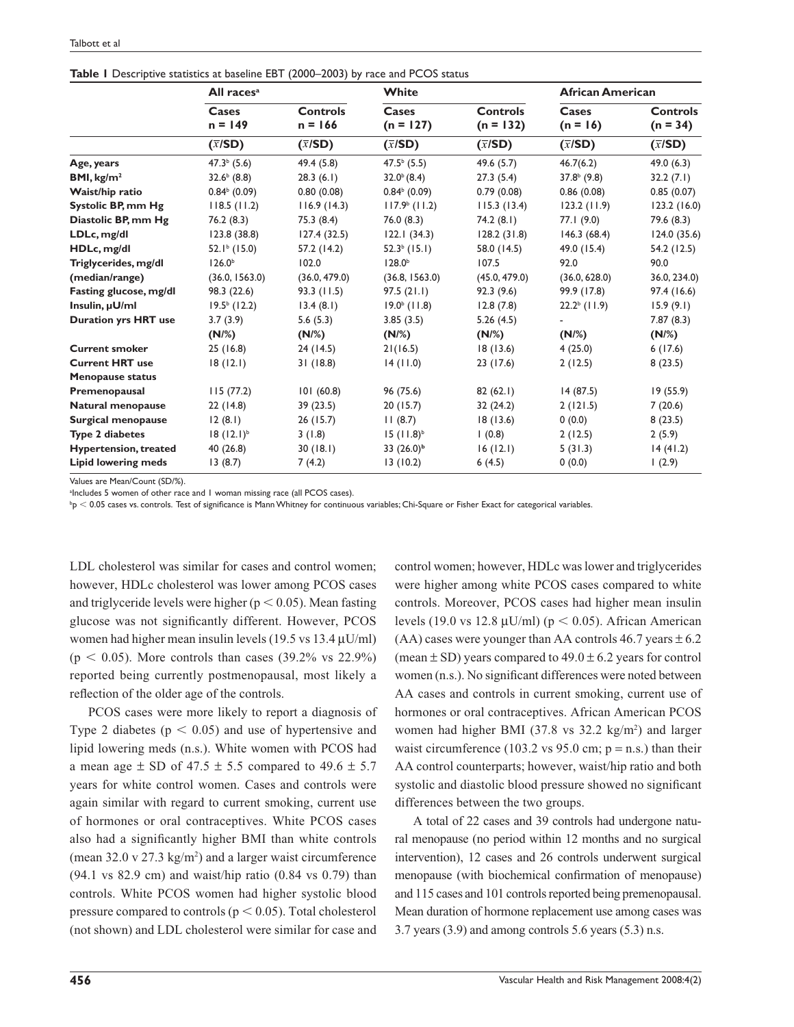**Table 1** Descriptive statistics at baseline EBT (2000–2003) by race and PCOS status

| | All races[a] | | White | | African American | |
|---|---|---|---|---|---|---|
| | Cases n = 149 | Controls n = 166 | Cases (n = 127) | Controls (n = 132) | Cases (n = 16) | Controls (n = 34) |
| | ($\bar{x}$/SD) | ($\bar{x}$/SD) | ($\bar{x}$/SD) | ($\bar{x}$/SD) | ($\bar{x}$/SD) | ($\bar{x}$/SD) |
| **Age, years** | 47.3[b] (5.6) | 49.4 (5.8) | 47.5[b] (5.5) | 49.6 (5.7) | 46.7(6.2) | 49.0 (6.3) |
| **BMI, kg/m²** | 32.6[b] (8.8) | 28.3 (6.1) | 32.0[b] (8.4) | 27.3 (5.4) | 37.8[b] (9.8) | 32.2 (7.1) |
| **Waist/hip ratio** | 0.84[b] (0.09) | 0.80 (0.08) | 0.84[b] (0.09) | 0.79 (0.08) | 0.86 (0.08) | 0.85 (0.07) |
| **Systolic BP, mm Hg** | 118.5 (11.2) | 116.9 (14.3) | 117.9[b] (11.2) | 115.3 (13.4) | 123.2 (11.9) | 123.2 (16.0) |
| **Diastolic BP, mm Hg** | 76.2 (8.3) | 75.3 (8.4) | 76.0 (8.3) | 74.2 (8.1) | 77.1 (9.0) | 79.6 (8.3) |
| **LDLc, mg/dl** | 123.8 (38.8) | 127.4 (32.5) | 122.1 (34.3) | 128.2 (31.8) | 146.3 (68.4) | 124.0 (35.6) |
| **HDLc, mg/dl** | 52.1[b] (15.0) | 57.2 (14.2) | 52.3[b] (15.1) | 58.0 (14.5) | 49.0 (15.4) | 54.2 (12.5) |
| **Triglycerides, mg/dl (median/range)** | 126.0[b] (36.0, 1563.0) | 102.0 (36.0, 479.0) | 128.0[b] (36.8, 1563.0) | 107.5 (45.0, 479.0) | 92.0 (36.0, 628.0) | 90.0 36.0, 234.0) |
| **Fasting glucose, mg/dl** | 98.3 (22.6) | 93.3 (11.5) | 97.5 (21.1) | 92.3 (9.6) | 99.9 (17.8) | 97.4 (16.6) |
| **Insulin, μU/ml** | 19.5[b] (12.2) | 13.4 (8.1) | 19.0[b] (11.8) | 12.8 (7.8) | 22.2[b] (11.9) | 15.9 (9.1) |
| **Duration yrs HRT use** | 3.7 (3.9) | 5.6 (5.3) | 3.85 (3.5) | 5.26 (4.5) | - | 7.87 (8.3) |
| | (N/%) | (N/%) | (N/%) | (N/%) | (N/%) | (N/%) |
| **Current smoker** | 25 (16.8) | 24 (14.5) | 21(16.5) | 18 (13.6) | 4 (25.0) | 6 (17.6) |
| **Current HRT use** | 18 (12.1) | 31 (18.8) | 14 (11.0) | 23 (17.6) | 2 (12.5) | 8 (23.5) |
| **Menopause status** | | | | | | |
| **Premenopausal** | 115 (77.2) | 101 (60.8) | 96 (75.6) | 82 (62.1) | 14 (87.5) | 19 (55.9) |
| **Natural menopause** | 22 (14.8) | 39 (23.5) | 20 (15.7) | 32 (24.2) | 2 (121.5) | 7 (20.6) |
| **Surgical menopause** | 12 (8.1) | 26 (15.7) | 11 (8.7) | 18 (13.6) | 0 (0.0) | 8 (23.5) |
| **Type 2 diabetes** | 18 (12.1)[b] | 3 (1.8) | 15 (11.8)[b] | 1 (0.8) | 2 (12.5) | 2 (5.9) |
| **Hypertension, treated** | 40 (26.8) | 30 (18.1) | 33 (26.0)[b] | 16 (12.1) | 5 (31.3) | 14 (41.2) |
| **Lipid lowering meds** | 13 (8.7) | 7 (4.2) | 13 (10.2) | 6 (4.5) | 0 (0.0) | 1 (2.9) |

Values are Mean/Count (SD/%).

[a]Includes 5 women of other race and 1 woman missing race (all PCOS cases).

[b]$p < 0.05$ cases vs. controls. Test of significance is Mann Whitney for continuous variables; Chi-Square or Fisher Exact for categorical variables.

LDL cholesterol was similar for cases and control women; however, HDLc cholesterol was lower among PCOS cases and triglyceride levels were higher ($p < 0.05$). Mean fasting glucose was not significantly different. However, PCOS women had higher mean insulin levels (19.5 vs 13.4 μU/ml) ($p < 0.05$). More controls than cases (39.2% vs 22.9%) reported being currently postmenopausal, most likely a reflection of the older age of the controls.

PCOS cases were more likely to report a diagnosis of Type 2 diabetes ($p < 0.05$) and use of hypertensive and lipid lowering meds (n.s.). White women with PCOS had a mean age ± SD of 47.5 ± 5.5 compared to 49.6 ± 5.7 years for white control women. Cases and controls were again similar with regard to current smoking, current use of hormones or oral contraceptives. White PCOS cases also had a significantly higher BMI than white controls (mean 32.0 v 27.3 kg/m²) and a larger waist circumference (94.1 vs 82.9 cm) and waist/hip ratio (0.84 vs 0.79) than controls. White PCOS women had higher systolic blood pressure compared to controls ($p < 0.05$). Total cholesterol (not shown) and LDL cholesterol were similar for case and control women; however, HDLc was lower and triglycerides were higher among white PCOS cases compared to white controls. Moreover, PCOS cases had higher mean insulin levels (19.0 vs 12.8 μU/ml) ($p < 0.05$). African American (AA) cases were younger than AA controls 46.7 years ± 6.2 (mean ± SD) years compared to 49.0 ± 6.2 years for control women (n.s.). No significant differences were noted between AA cases and controls in current smoking, current use of hormones or oral contraceptives. African American PCOS women had higher BMI (37.8 vs 32.2 kg/m²) and larger waist circumference (103.2 vs 95.0 cm; p = n.s.) than their AA control counterparts; however, waist/hip ratio and both systolic and diastolic blood pressure showed no significant differences between the two groups.

A total of 22 cases and 39 controls had undergone natural menopause (no period within 12 months and no surgical intervention), 12 cases and 26 controls underwent surgical menopause (with biochemical confirmation of menopause) and 115 cases and 101 controls reported being premenopausal. Mean duration of hormone replacement use among cases was 3.7 years (3.9) and among controls 5.6 years (5.3) n.s.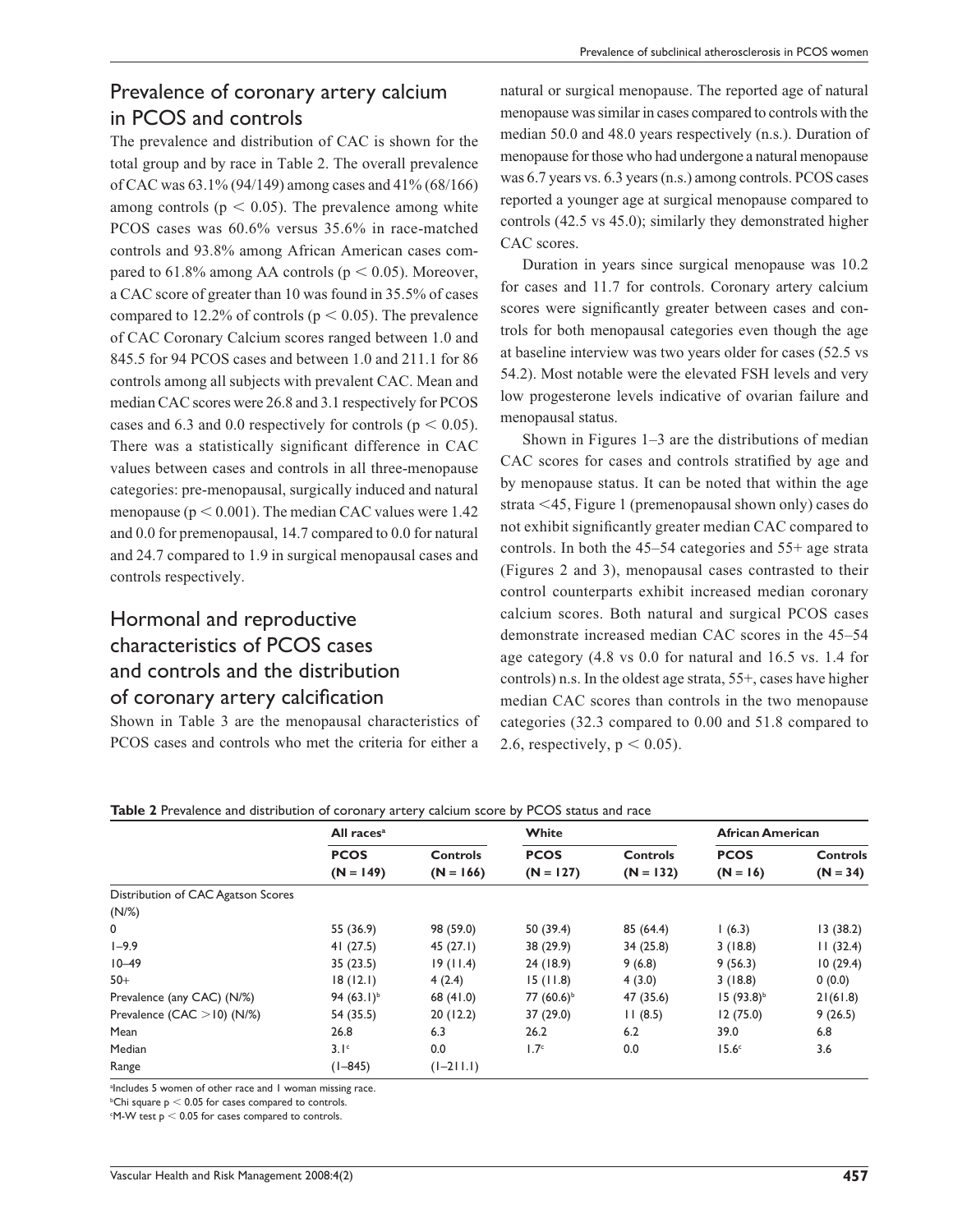## Prevalence of coronary artery calcium in PCOS and controls

The prevalence and distribution of CAC is shown for the total group and by race in Table 2. The overall prevalence of CAC was 63.1% (94/149) among cases and 41% (68/166) among controls ($p < 0.05$). The prevalence among white PCOS cases was 60.6% versus 35.6% in race-matched controls and 93.8% among African American cases compared to 61.8% among AA controls ($p < 0.05$). Moreover, a CAC score of greater than 10 was found in 35.5% of cases compared to 12.2% of controls ($p < 0.05$). The prevalence of CAC Coronary Calcium scores ranged between 1.0 and 845.5 for 94 PCOS cases and between 1.0 and 211.1 for 86 controls among all subjects with prevalent CAC. Mean and median CAC scores were 26.8 and 3.1 respectively for PCOS cases and 6.3 and 0.0 respectively for controls ($p < 0.05$). There was a statistically significant difference in CAC values between cases and controls in all three-menopause categories: pre-menopausal, surgically induced and natural menopause ($p < 0.001$). The median CAC values were 1.42 and 0.0 for premenopausal, 14.7 compared to 0.0 for natural and 24.7 compared to 1.9 in surgical menopausal cases and controls respectively.

## Hormonal and reproductive characteristics of PCOS cases and controls and the distribution of coronary artery calcification

Shown in Table 3 are the menopausal characteristics of PCOS cases and controls who met the criteria for either a natural or surgical menopause. The reported age of natural menopause was similar in cases compared to controls with the median 50.0 and 48.0 years respectively (n.s.). Duration of menopause for those who had undergone a natural menopause was 6.7 years vs. 6.3 years (n.s.) among controls. PCOS cases reported a younger age at surgical menopause compared to controls (42.5 vs 45.0); similarly they demonstrated higher CAC scores.

Duration in years since surgical menopause was 10.2 for cases and 11.7 for controls. Coronary artery calcium scores were significantly greater between cases and controls for both menopausal categories even though the age at baseline interview was two years older for cases (52.5 vs 54.2). Most notable were the elevated FSH levels and very low progesterone levels indicative of ovarian failure and menopausal status.

Shown in Figures 1–3 are the distributions of median CAC scores for cases and controls stratified by age and by menopause status. It can be noted that within the age strata <45, Figure 1 (premenopausal shown only) cases do not exhibit significantly greater median CAC compared to controls. In both the 45–54 categories and 55+ age strata (Figures 2 and 3), menopausal cases contrasted to their control counterparts exhibit increased median coronary calcium scores. Both natural and surgical PCOS cases demonstrate increased median CAC scores in the 45–54 age category (4.8 vs 0.0 for natural and 16.5 vs. 1.4 for controls) n.s. In the oldest age strata, 55+, cases have higher median CAC scores than controls in the two menopause categories (32.3 compared to 0.00 and 51.8 compared to 2.6, respectively, $p < 0.05$).

**Table 2** Prevalence and distribution of coronary artery calcium score by PCOS status and race

| | All races[a] | | White | | African American | |
|---|---|---|---|---|---|---|
| | PCOS (N = 149) | Controls (N = 166) | PCOS (N = 127) | Controls (N = 132) | PCOS (N = 16) | Controls (N = 34) |
| Distribution of CAC Agatson Scores (N/%) | | | | | | |
| 0 | 55 (36.9) | 98 (59.0) | 50 (39.4) | 85 (64.4) | 1 (6.3) | 13 (38.2) |
| 1–9.9 | 41 (27.5) | 45 (27.1) | 38 (29.9) | 34 (25.8) | 3 (18.8) | 11 (32.4) |
| 10–49 | 35 (23.5) | 19 (11.4) | 24 (18.9) | 9 (6.8) | 9 (56.3) | 10 (29.4) |
| 50+ | 18 (12.1) | 4 (2.4) | 15 (11.8) | 4 (3.0) | 3 (18.8) | 0 (0.0) |
| Prevalence (any CAC) (N/%) | 94 (63.1)[b] | 68 (41.0) | 77 (60.6)[b] | 47 (35.6) | 15 (93.8)[b] | 21(61.8) |
| Prevalence (CAC >10) (N/%) | 54 (35.5) | 20 (12.2) | 37 (29.0) | 11 (8.5) | 12 (75.0) | 9 (26.5) |
| Mean | 26.8 | 6.3 | 26.2 | 6.2 | 39.0 | 6.8 |
| Median | 3.1[c] | 0.0 | 1.7[c] | 0.0 | 15.6[c] | 3.6 |
| Range | (1–845) | (1–211.1) | | | | |

[a]Includes 5 women of other race and 1 woman missing race.
[b]Chi square $p < 0.05$ for cases compared to controls.
[c]M-W test $p < 0.05$ for cases compared to controls.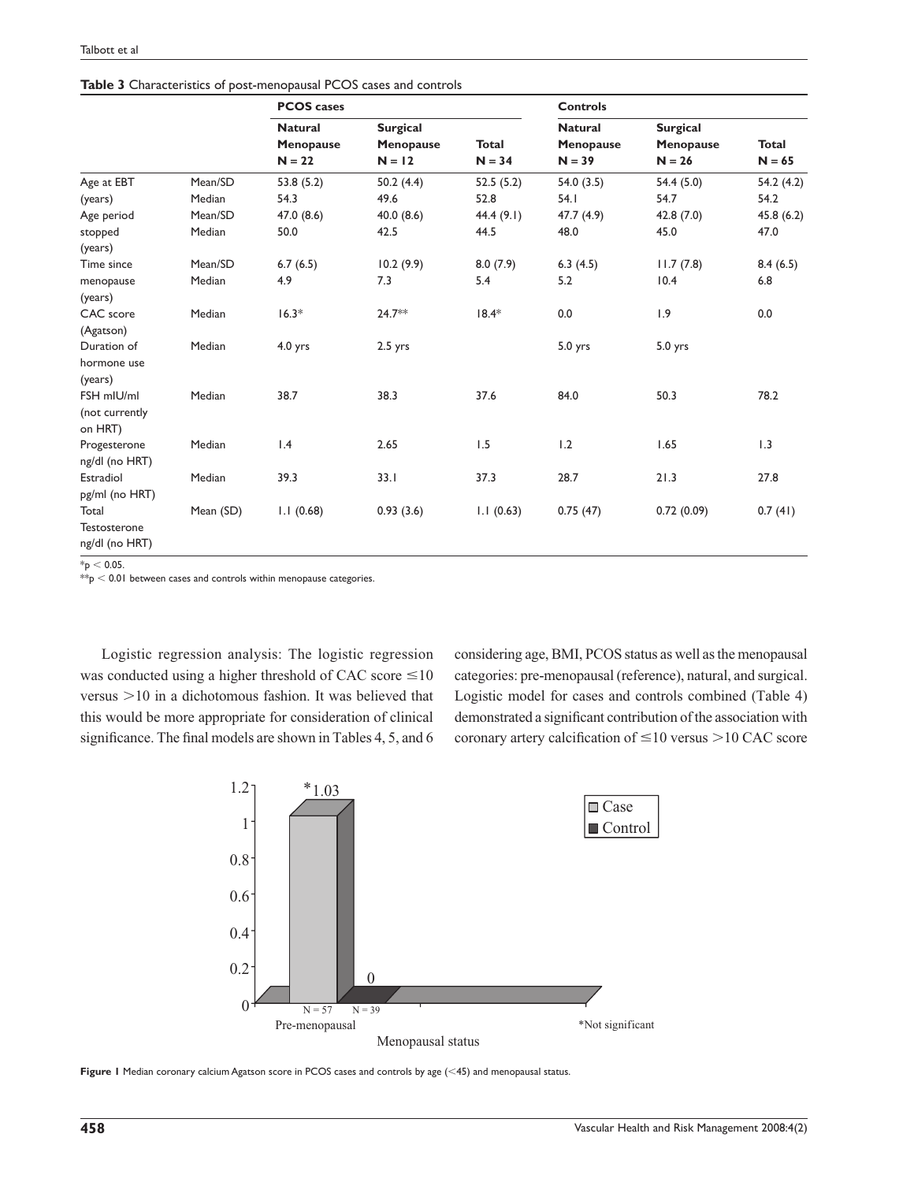**Table 3** Characteristics of post-menopausal PCOS cases and controls

| | | PCOS cases | | | Controls | | |
|---|---|---|---|---|---|---|---|
| | | Natural Menopause N = 22 | Surgical Menopause N = 12 | Total N = 34 | Natural Menopause N = 39 | Surgical Menopause N = 26 | Total N = 65 |
| Age at EBT (years) | Mean/SD | 53.8 (5.2) | 50.2 (4.4) | 52.5 (5.2) | 54.0 (3.5) | 54.4 (5.0) | 54.2 (4.2) |
| | Median | 54.3 | 49.6 | 52.8 | 54.1 | 54.7 | 54.2 |
| Age period stopped (years) | Mean/SD | 47.0 (8.6) | 40.0 (8.6) | 44.4 (9.1) | 47.7 (4.9) | 42.8 (7.0) | 45.8 (6.2) |
| | Median | 50.0 | 42.5 | 44.5 | 48.0 | 45.0 | 47.0 |
| Time since menopause (years) | Mean/SD | 6.7 (6.5) | 10.2 (9.9) | 8.0 (7.9) | 6.3 (4.5) | 11.7 (7.8) | 8.4 (6.5) |
| | Median | 4.9 | 7.3 | 5.4 | 5.2 | 10.4 | 6.8 |
| CAC score (Agatson) | Median | 16.3* | 24.7** | 18.4* | 0.0 | 1.9 | 0.0 |
| Duration of hormone use (years) | Median | 4.0 yrs | 2.5 yrs | | 5.0 yrs | 5.0 yrs | |
| FSH mIU/ml (not currently on HRT) | Median | 38.7 | 38.3 | 37.6 | 84.0 | 50.3 | 78.2 |
| Progesterone ng/dl (no HRT) | Median | 1.4 | 2.65 | 1.5 | 1.2 | 1.65 | 1.3 |
| Estradiol pg/ml (no HRT) | Median | 39.3 | 33.1 | 37.3 | 28.7 | 21.3 | 27.8 |
| Total Testosterone ng/dl (no HRT) | Mean (SD) | 1.1 (0.68) | 0.93 (3.6) | 1.1 (0.63) | 0.75 (47) | 0.72 (0.09) | 0.7 (41) |

*$p < 0.05$.
**$p < 0.01$ between cases and controls within menopause categories.

Logistic regression analysis: The logistic regression was conducted using a higher threshold of CAC score $\leq 10$ versus $>10$ in a dichotomous fashion. It was believed that this would be more appropriate for consideration of clinical significance. The final models are shown in Tables 4, 5, and 6 considering age, BMI, PCOS status as well as the menopausal categories: pre-menopausal (reference), natural, and surgical. Logistic model for cases and controls combined (Table 4) demonstrated a significant contribution of the association with coronary artery calcification of $\leq 10$ versus $>10$ CAC score

**Figure 1** Median coronary calcium Agatson score in PCOS cases and controls by age (<45) and menopausal status.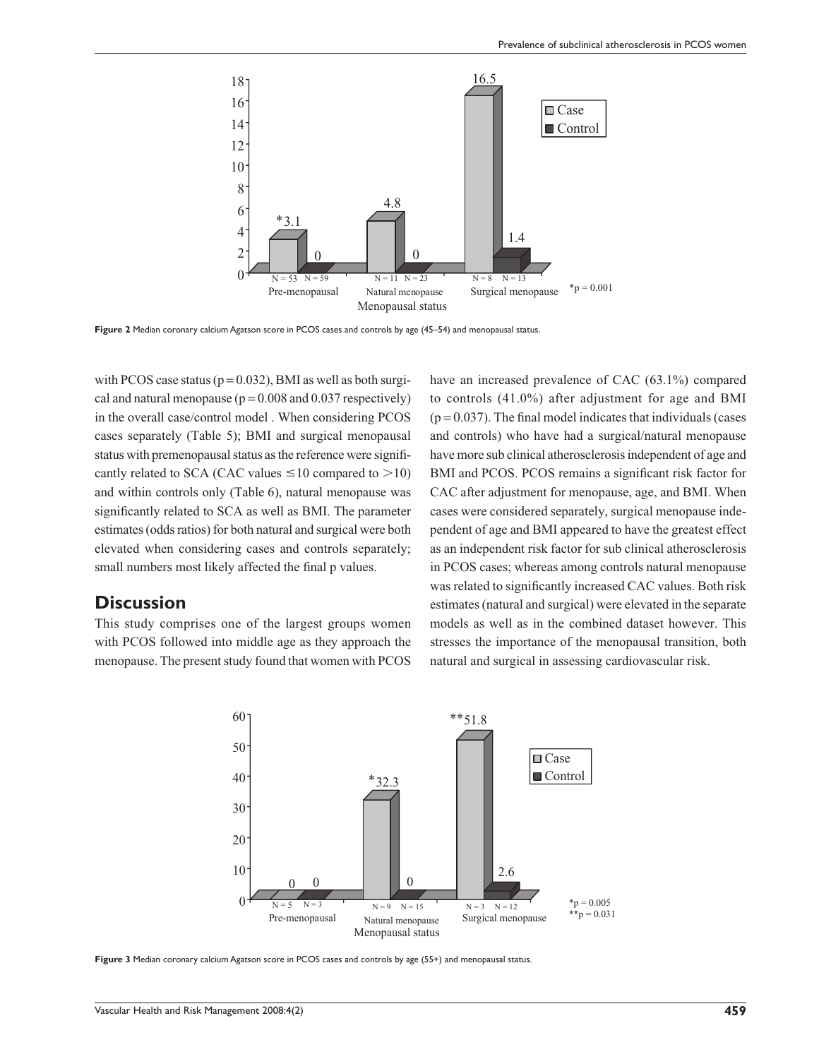Figure 2 Median coronary calcium Agatson score in PCOS cases and controls by age (45–54) and menopausal status.

with PCOS case status (p = 0.032), BMI as well as both surgical and natural menopause (p = 0.008 and 0.037 respectively) in the overall case/control model . When considering PCOS cases separately (Table 5); BMI and surgical menopausal status with premenopausal status as the reference were significantly related to SCA (CAC values ≤10 compared to >10) and within controls only (Table 6), natural menopause was significantly related to SCA as well as BMI. The parameter estimates (odds ratios) for both natural and surgical were both elevated when considering cases and controls separately; small numbers most likely affected the final p values.

## Discussion

This study comprises one of the largest groups women with PCOS followed into middle age as they approach the menopause. The present study found that women with PCOS have an increased prevalence of CAC (63.1%) compared to controls (41.0%) after adjustment for age and BMI (p = 0.037). The final model indicates that individuals (cases and controls) who have had a surgical/natural menopause have more sub clinical atherosclerosis independent of age and BMI and PCOS. PCOS remains a significant risk factor for CAC after adjustment for menopause, age, and BMI. When cases were considered separately, surgical menopause independent of age and BMI appeared to have the greatest effect as an independent risk factor for sub clinical atherosclerosis in PCOS cases; whereas among controls natural menopause was related to significantly increased CAC values. Both risk estimates (natural and surgical) were elevated in the separate models as well as in the combined dataset however. This stresses the importance of the menopausal transition, both natural and surgical in assessing cardiovascular risk.

Figure 3 Median coronary calcium Agatson score in PCOS cases and controls by age (55+) and menopausal status.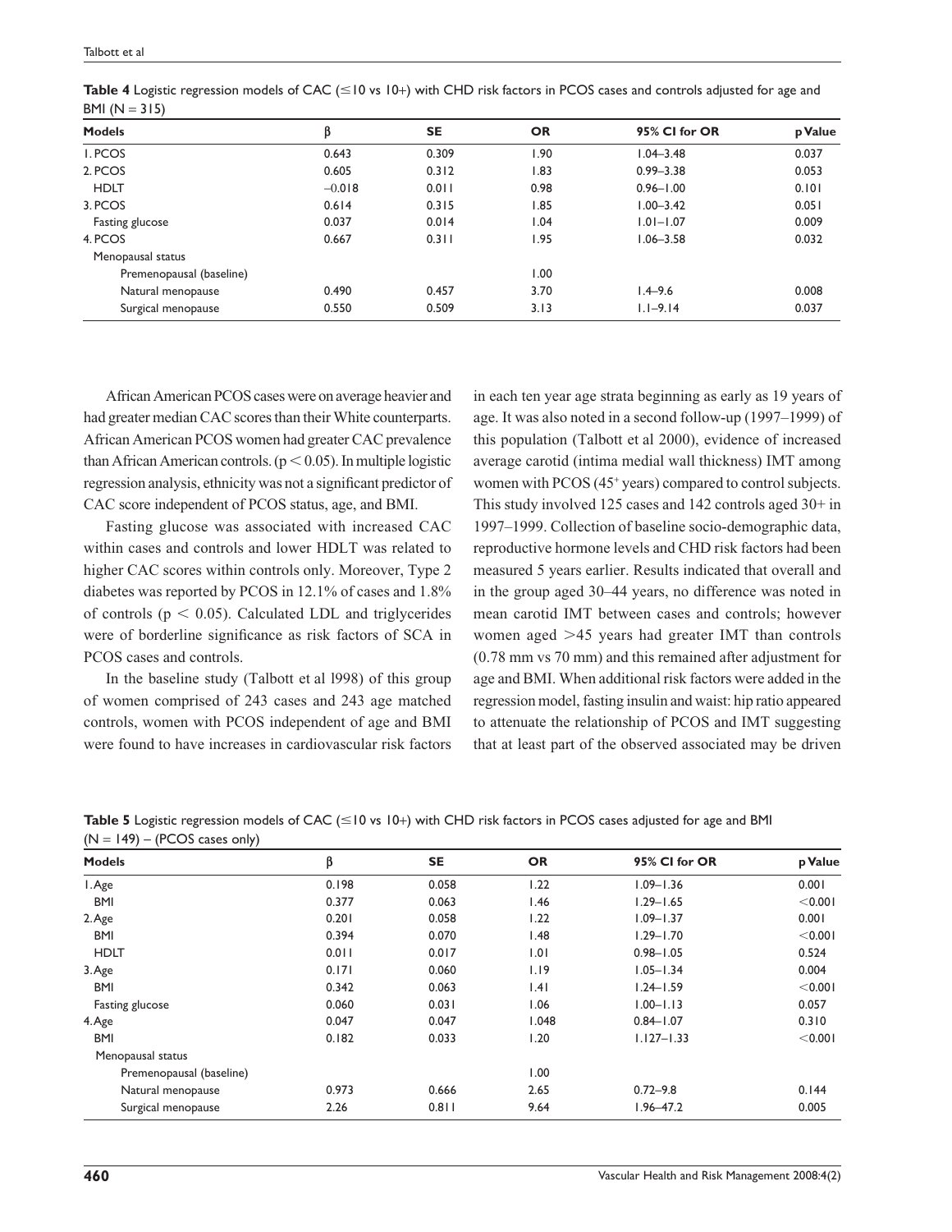**Table 4** Logistic regression models of CAC (≤10 vs 10+) with CHD risk factors in PCOS cases and controls adjusted for age and BMI (N = 315)

| Models | β | SE | OR | 95% CI for OR | p Value |
|---|---|---|---|---|---|
| 1. PCOS | 0.643 | 0.309 | 1.90 | 1.04–3.48 | 0.037 |
| 2. PCOS | 0.605 | 0.312 | 1.83 | 0.99–3.38 | 0.053 |
| HDLT | −0.018 | 0.011 | 0.98 | 0.96–1.00 | 0.101 |
| 3. PCOS | 0.614 | 0.315 | 1.85 | 1.00–3.42 | 0.051 |
| Fasting glucose | 0.037 | 0.014 | 1.04 | 1.01–1.07 | 0.009 |
| 4. PCOS | 0.667 | 0.311 | 1.95 | 1.06–3.58 | 0.032 |
| Menopausal status | | | | | |
| Premenopausal (baseline) | | | 1.00 | | |
| Natural menopause | 0.490 | 0.457 | 3.70 | 1.4–9.6 | 0.008 |
| Surgical menopause | 0.550 | 0.509 | 3.13 | 1.1–9.14 | 0.037 |

African American PCOS cases were on average heavier and had greater median CAC scores than their White counterparts. African American PCOS women had greater CAC prevalence than African American controls. ($p < 0.05$). In multiple logistic regression analysis, ethnicity was not a significant predictor of CAC score independent of PCOS status, age, and BMI.

Fasting glucose was associated with increased CAC within cases and controls and lower HDLT was related to higher CAC scores within controls only. Moreover, Type 2 diabetes was reported by PCOS in 12.1% of cases and 1.8% of controls ($p < 0.05$). Calculated LDL and triglycerides were of borderline significance as risk factors of SCA in PCOS cases and controls.

In the baseline study (Talbott et al l998) of this group of women comprised of 243 cases and 243 age matched controls, women with PCOS independent of age and BMI were found to have increases in cardiovascular risk factors in each ten year age strata beginning as early as 19 years of age. It was also noted in a second follow-up (1997–1999) of this population (Talbott et al 2000), evidence of increased average carotid (intima medial wall thickness) IMT among women with PCOS (45+ years) compared to control subjects. This study involved 125 cases and 142 controls aged 30+ in 1997–1999. Collection of baseline socio-demographic data, reproductive hormone levels and CHD risk factors had been measured 5 years earlier. Results indicated that overall and in the group aged 30–44 years, no difference was noted in mean carotid IMT between cases and controls; however women aged >45 years had greater IMT than controls (0.78 mm vs 70 mm) and this remained after adjustment for age and BMI. When additional risk factors were added in the regression model, fasting insulin and waist: hip ratio appeared to attenuate the relationship of PCOS and IMT suggesting that at least part of the observed associated may be driven

**Table 5** Logistic regression models of CAC (≤10 vs 10+) with CHD risk factors in PCOS cases adjusted for age and BMI (N = 149) – (PCOS cases only)

| Models | β | SE | OR | 95% CI for OR | p Value |
|---|---|---|---|---|---|
| 1. Age | 0.198 | 0.058 | 1.22 | 1.09–1.36 | 0.001 |
| BMI | 0.377 | 0.063 | 1.46 | 1.29–1.65 | <0.001 |
| 2. Age | 0.201 | 0.058 | 1.22 | 1.09–1.37 | 0.001 |
| BMI | 0.394 | 0.070 | 1.48 | 1.29–1.70 | <0.001 |
| HDLT | 0.011 | 0.017 | 1.01 | 0.98–1.05 | 0.524 |
| 3. Age | 0.171 | 0.060 | 1.19 | 1.05–1.34 | 0.004 |
| BMI | 0.342 | 0.063 | 1.41 | 1.24–1.59 | <0.001 |
| Fasting glucose | 0.060 | 0.031 | 1.06 | 1.00–1.13 | 0.057 |
| 4. Age | 0.047 | 0.047 | 1.048 | 0.84–1.07 | 0.310 |
| BMI | 0.182 | 0.033 | 1.20 | 1.127–1.33 | <0.001 |
| Menopausal status | | | | | |
| Premenopausal (baseline) | | | 1.00 | | |
| Natural menopause | 0.973 | 0.666 | 2.65 | 0.72–9.8 | 0.144 |
| Surgical menopause | 2.26 | 0.811 | 9.64 | 1.96–47.2 | 0.005 |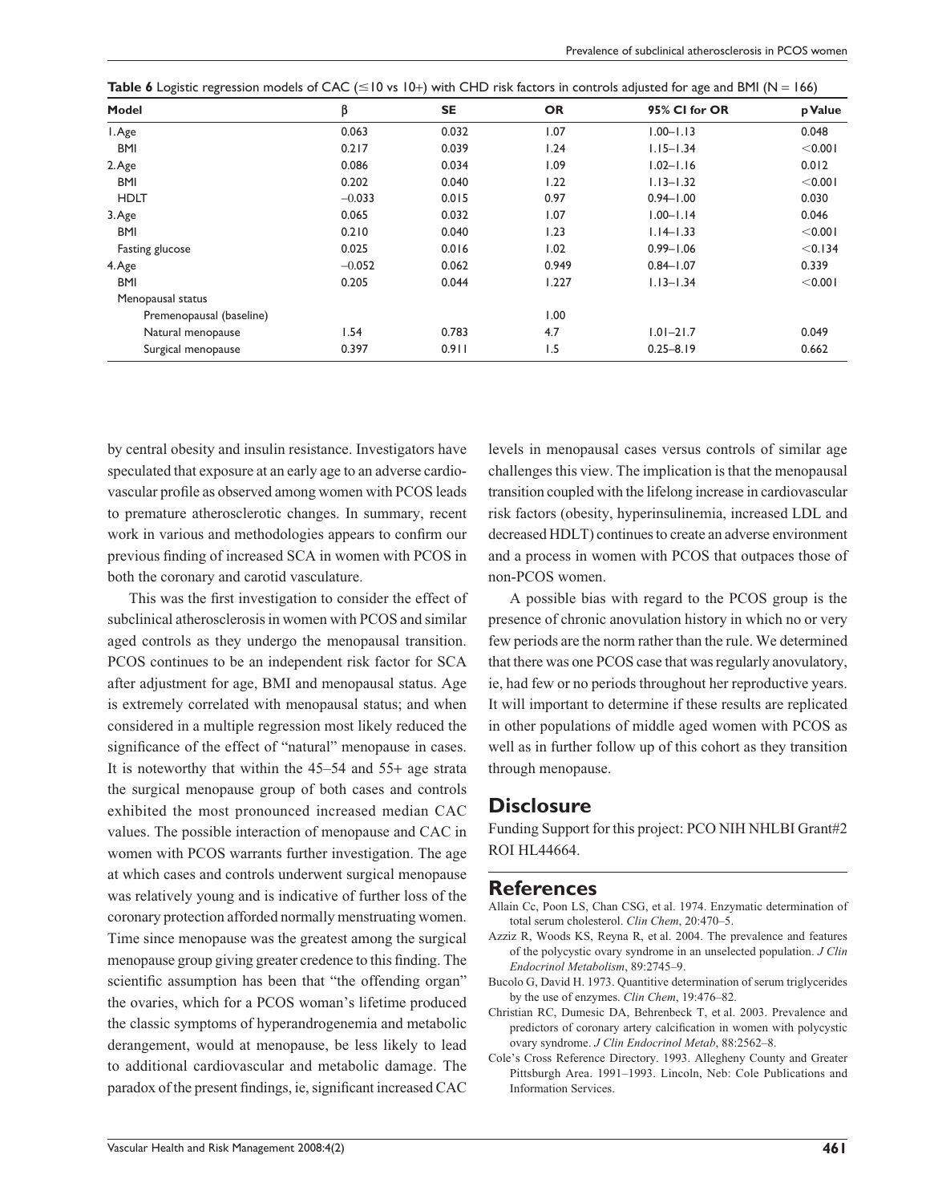**Table 6** Logistic regression models of CAC (≤10 vs 10+) with CHD risk factors in controls adjusted for age and BMI (N = 166)

| Model | β | SE | OR | 95% CI for OR | p Value |
|---|---|---|---|---|---|
| 1. Age | 0.063 | 0.032 | 1.07 | 1.00–1.13 | 0.048 |
| BMI | 0.217 | 0.039 | 1.24 | 1.15–1.34 | <0.001 |
| 2. Age | 0.086 | 0.034 | 1.09 | 1.02–1.16 | 0.012 |
| BMI | 0.202 | 0.040 | 1.22 | 1.13–1.32 | <0.001 |
| HDLT | −0.033 | 0.015 | 0.97 | 0.94–1.00 | 0.030 |
| 3. Age | 0.065 | 0.032 | 1.07 | 1.00–1.14 | 0.046 |
| BMI | 0.210 | 0.040 | 1.23 | 1.14–1.33 | <0.001 |
| Fasting glucose | 0.025 | 0.016 | 1.02 | 0.99–1.06 | <0.134 |
| 4. Age | −0.052 | 0.062 | 0.949 | 0.84–1.07 | 0.339 |
| BMI | 0.205 | 0.044 | 1.227 | 1.13–1.34 | <0.001 |
| Menopausal status | | | | | |
| Premenopausal (baseline) | | | 1.00 | | |
| Natural menopause | 1.54 | 0.783 | 4.7 | 1.01–21.7 | 0.049 |
| Surgical menopause | 0.397 | 0.911 | 1.5 | 0.25–8.19 | 0.662 |

by central obesity and insulin resistance. Investigators have speculated that exposure at an early age to an adverse cardiovascular profile as observed among women with PCOS leads to premature atherosclerotic changes. In summary, recent work in various and methodologies appears to confirm our previous finding of increased SCA in women with PCOS in both the coronary and carotid vasculature.

This was the first investigation to consider the effect of subclinical atherosclerosis in women with PCOS and similar aged controls as they undergo the menopausal transition. PCOS continues to be an independent risk factor for SCA after adjustment for age, BMI and menopausal status. Age is extremely correlated with menopausal status; and when considered in a multiple regression most likely reduced the significance of the effect of "natural" menopause in cases. It is noteworthy that within the 45–54 and 55+ age strata the surgical menopause group of both cases and controls exhibited the most pronounced increased median CAC values. The possible interaction of menopause and CAC in women with PCOS warrants further investigation. The age at which cases and controls underwent surgical menopause was relatively young and is indicative of further loss of the coronary protection afforded normally menstruating women. Time since menopause was the greatest among the surgical menopause group giving greater credence to this finding. The scientific assumption has been that "the offending organ" the ovaries, which for a PCOS woman's lifetime produced the classic symptoms of hyperandrogenemia and metabolic derangement, would at menopause, be less likely to lead to additional cardiovascular and metabolic damage. The paradox of the present findings, ie, significant increased CAC levels in menopausal cases versus controls of similar age challenges this view. The implication is that the menopausal transition coupled with the lifelong increase in cardiovascular risk factors (obesity, hyperinsulinemia, increased LDL and decreased HDLT) continues to create an adverse environment and a process in women with PCOS that outpaces those of non-PCOS women.

A possible bias with regard to the PCOS group is the presence of chronic anovulation history in which no or very few periods are the norm rather than the rule. We determined that there was one PCOS case that was regularly anovulatory, ie, had few or no periods throughout her reproductive years. It will important to determine if these results are replicated in other populations of middle aged women with PCOS as well as in further follow up of this cohort as they transition through menopause.

## Disclosure

Funding Support for this project: PCO NIH NHLBI Grant#2 ROI HL44664.

## References

Allain Cc, Poon LS, Chan CSG, et al. 1974. Enzymatic determination of total serum cholesterol. *Clin Chem*, 20:470–5.

Azziz R, Woods KS, Reyna R, et al. 2004. The prevalence and features of the polycystic ovary syndrome in an unselected population. *J Clin Endocrinol Metabolism*, 89:2745–9.

Bucolo G, David H. 1973. Quantitive determination of serum triglycerides by the use of enzymes. *Clin Chem*, 19:476–82.

Christian RC, Dumesic DA, Behrenbeck T, et al. 2003. Prevalence and predictors of coronary artery calcification in women with polycystic ovary syndrome. *J Clin Endocrinol Metab*, 88:2562–8.

Cole's Cross Reference Directory. 1993. Allegheny County and Greater Pittsburgh Area. 1991–1993. Lincoln, Neb: Cole Publications and Information Services.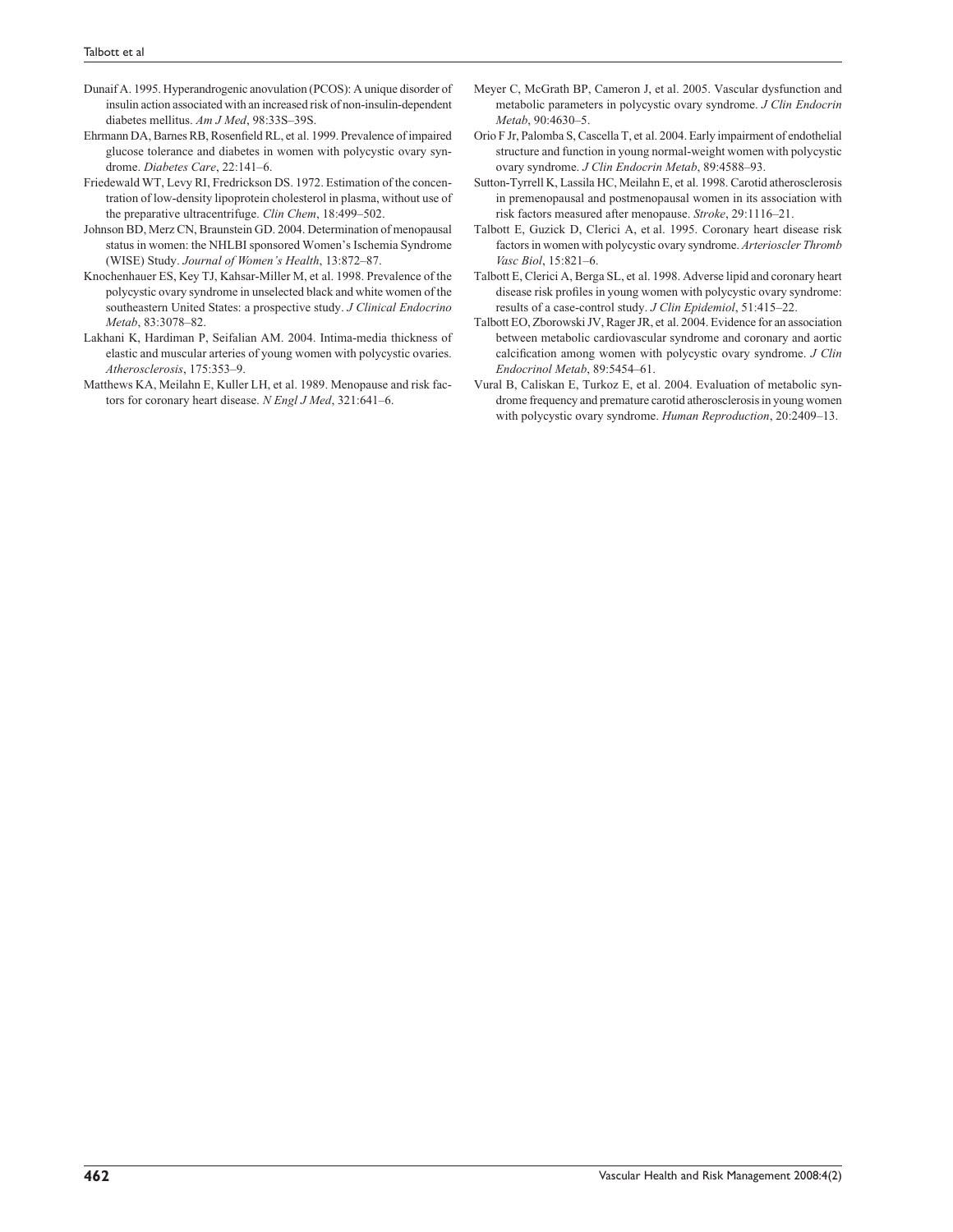Dunaif A. 1995. Hyperandrogenic anovulation (PCOS): A unique disorder of insulin action associated with an increased risk of non-insulin-dependent diabetes mellitus. *Am J Med*, 98:33S–39S.

Ehrmann DA, Barnes RB, Rosenfield RL, et al. 1999. Prevalence of impaired glucose tolerance and diabetes in women with polycystic ovary syndrome. *Diabetes Care*, 22:141–6.

Friedewald WT, Levy RI, Fredrickson DS. 1972. Estimation of the concentration of low-density lipoprotein cholesterol in plasma, without use of the preparative ultracentrifuge. *Clin Chem*, 18:499–502.

Johnson BD, Merz CN, Braunstein GD. 2004. Determination of menopausal status in women: the NHLBI sponsored Women's Ischemia Syndrome (WISE) Study. *Journal of Women's Health*, 13:872–87.

Knochenhauer ES, Key TJ, Kahsar-Miller M, et al. 1998. Prevalence of the polycystic ovary syndrome in unselected black and white women of the southeastern United States: a prospective study. *J Clinical Endocrino Metab*, 83:3078–82.

Lakhani K, Hardiman P, Seifalian AM. 2004. Intima-media thickness of elastic and muscular arteries of young women with polycystic ovaries. *Atherosclerosis*, 175:353–9.

Matthews KA, Meilahn E, Kuller LH, et al. 1989. Menopause and risk factors for coronary heart disease. *N Engl J Med*, 321:641–6.

Meyer C, McGrath BP, Cameron J, et al. 2005. Vascular dysfunction and metabolic parameters in polycystic ovary syndrome. *J Clin Endocrin Metab*, 90:4630–5.

Orio F Jr, Palomba S, Cascella T, et al. 2004. Early impairment of endothelial structure and function in young normal-weight women with polycystic ovary syndrome. *J Clin Endocrin Metab*, 89:4588–93.

Sutton-Tyrrell K, Lassila HC, Meilahn E, et al. 1998. Carotid atherosclerosis in premenopausal and postmenopausal women in its association with risk factors measured after menopause. *Stroke*, 29:1116–21.

Talbott E, Guzick D, Clerici A, et al. 1995. Coronary heart disease risk factors in women with polycystic ovary syndrome. *Arterioscler Thromb Vasc Biol*, 15:821–6.

Talbott E, Clerici A, Berga SL, et al. 1998. Adverse lipid and coronary heart disease risk profiles in young women with polycystic ovary syndrome: results of a case-control study. *J Clin Epidemiol*, 51:415–22.

Talbott EO, Zborowski JV, Rager JR, et al. 2004. Evidence for an association between metabolic cardiovascular syndrome and coronary and aortic calcification among women with polycystic ovary syndrome. *J Clin Endocrinol Metab*, 89:5454–61.

Vural B, Caliskan E, Turkoz E, et al. 2004. Evaluation of metabolic syndrome frequency and premature carotid atherosclerosis in young women with polycystic ovary syndrome. *Human Reproduction*, 20:2409–13.